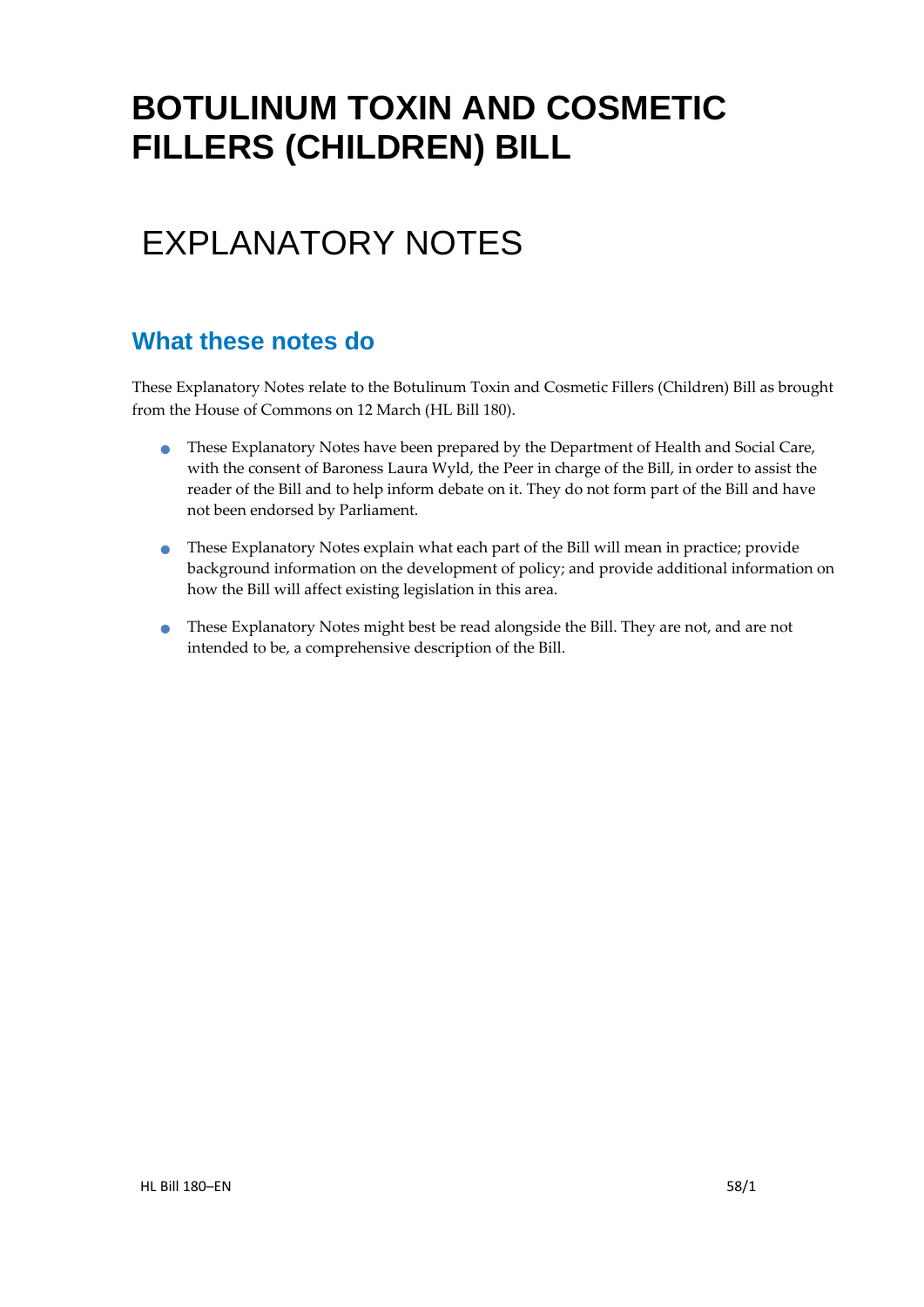# BOTULINUM TOXIN AND COSMETIC FILLERS (CHILDREN) BILL

# EXPLANATORY NOTES

## What these notes do

These Explanatory Notes relate to the Botulinum Toxin and Cosmetic Fillers (Children) Bill as brought from the House of Commons on 12 March (HL Bill 180).

- These Explanatory Notes have been prepared by the Department of Health and Social Care, with the consent of Baroness Laura Wyld, the Peer in charge of the Bill, in order to assist the reader of the Bill and to help inform debate on it. They do not form part of the Bill and have not been endorsed by Parliament.
- These Explanatory Notes explain what each part of the Bill will mean in practice; provide background information on the development of policy; and provide additional information on how the Bill will affect existing legislation in this area.
- These Explanatory Notes might best be read alongside the Bill. They are not, and are not intended to be, a comprehensive description of the Bill.

HL Bill 180–EN 58/1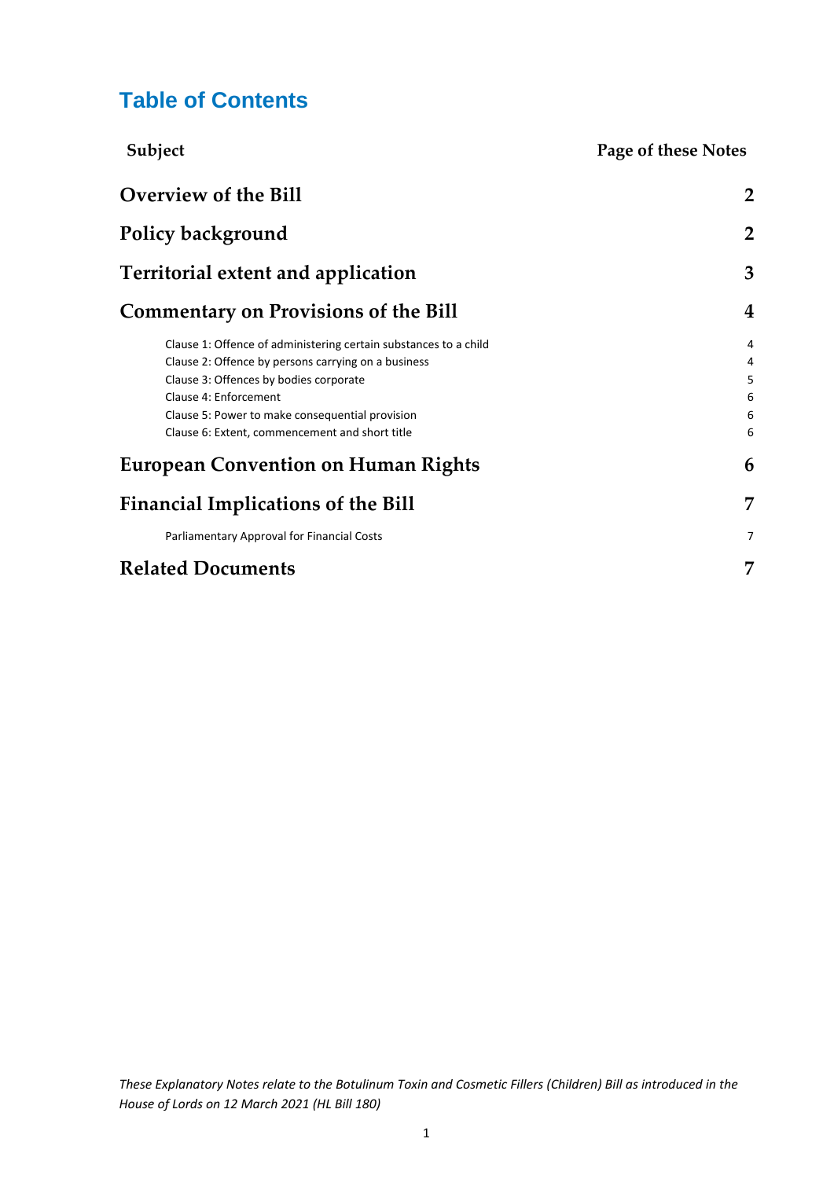# Table of Contents

| Subject | Page of these Notes |
|---|---|
| **Overview of the Bill** | **2** |
| **Policy background** | **2** |
| **Territorial extent and application** | **3** |
| **Commentary on Provisions of the Bill** | **4** |
| Clause 1: Offence of administering certain substances to a child | 4 |
| Clause 2: Offence by persons carrying on a business | 4 |
| Clause 3: Offences by bodies corporate | 5 |
| Clause 4: Enforcement | 6 |
| Clause 5: Power to make consequential provision | 6 |
| Clause 6: Extent, commencement and short title | 6 |
| **European Convention on Human Rights** | **6** |
| **Financial Implications of the Bill** | **7** |
| Parliamentary Approval for Financial Costs | 7 |
| **Related Documents** | **7** |

*These Explanatory Notes relate to the Botulinum Toxin and Cosmetic Fillers (Children) Bill as introduced in the House of Lords on 12 March 2021 (HL Bill 180)*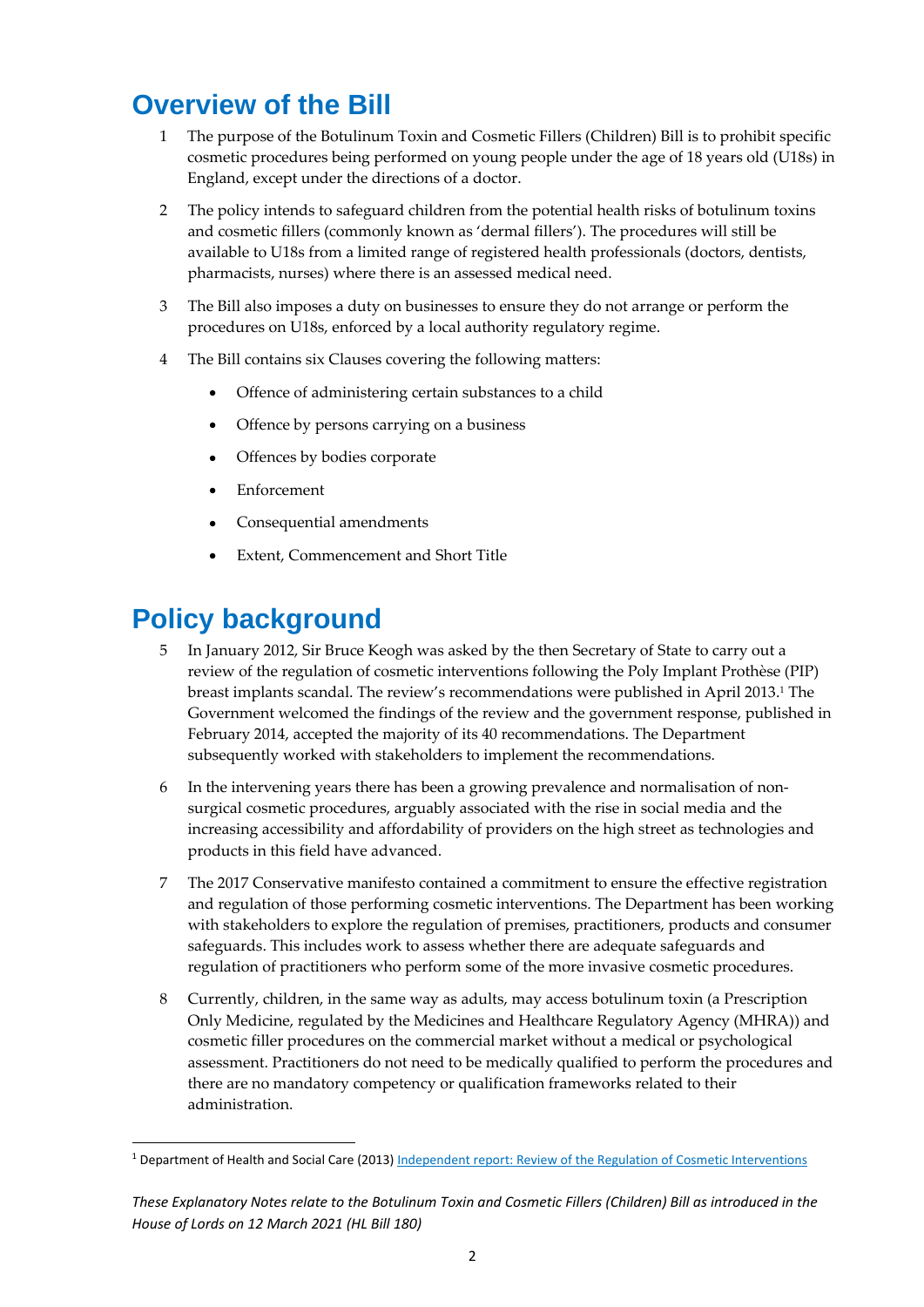# Overview of the Bill

1 The purpose of the Botulinum Toxin and Cosmetic Fillers (Children) Bill is to prohibit specific cosmetic procedures being performed on young people under the age of 18 years old (U18s) in England, except under the directions of a doctor.

2 The policy intends to safeguard children from the potential health risks of botulinum toxins and cosmetic fillers (commonly known as 'dermal fillers'). The procedures will still be available to U18s from a limited range of registered health professionals (doctors, dentists, pharmacists, nurses) where there is an assessed medical need.

3 The Bill also imposes a duty on businesses to ensure they do not arrange or perform the procedures on U18s, enforced by a local authority regulatory regime.

4 The Bill contains six Clauses covering the following matters:

- Offence of administering certain substances to a child
- Offence by persons carrying on a business
- Offences by bodies corporate
- Enforcement
- Consequential amendments
- Extent, Commencement and Short Title

# Policy background

5 In January 2012, Sir Bruce Keogh was asked by the then Secretary of State to carry out a review of the regulation of cosmetic interventions following the Poly Implant Prothèse (PIP) breast implants scandal. The review's recommendations were published in April 2013.[1] The Government welcomed the findings of the review and the government response, published in February 2014, accepted the majority of its 40 recommendations. The Department subsequently worked with stakeholders to implement the recommendations.

6 In the intervening years there has been a growing prevalence and normalisation of non-surgical cosmetic procedures, arguably associated with the rise in social media and the increasing accessibility and affordability of providers on the high street as technologies and products in this field have advanced.

7 The 2017 Conservative manifesto contained a commitment to ensure the effective registration and regulation of those performing cosmetic interventions. The Department has been working with stakeholders to explore the regulation of premises, practitioners, products and consumer safeguards. This includes work to assess whether there are adequate safeguards and regulation of practitioners who perform some of the more invasive cosmetic procedures.

8 Currently, children, in the same way as adults, may access botulinum toxin (a Prescription Only Medicine, regulated by the Medicines and Healthcare Regulatory Agency (MHRA)) and cosmetic filler procedures on the commercial market without a medical or psychological assessment. Practitioners do not need to be medically qualified to perform the procedures and there are no mandatory competency or qualification frameworks related to their administration.

[1] Department of Health and Social Care (2013) Independent report: Review of the Regulation of Cosmetic Interventions

*These Explanatory Notes relate to the Botulinum Toxin and Cosmetic Fillers (Children) Bill as introduced in the House of Lords on 12 March 2021 (HL Bill 180)*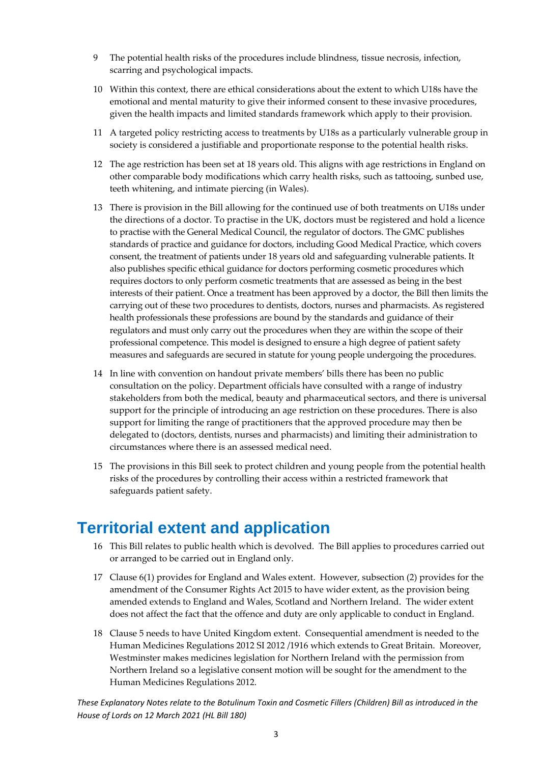9 The potential health risks of the procedures include blindness, tissue necrosis, infection, scarring and psychological impacts.

10 Within this context, there are ethical considerations about the extent to which U18s have the emotional and mental maturity to give their informed consent to these invasive procedures, given the health impacts and limited standards framework which apply to their provision.

11 A targeted policy restricting access to treatments by U18s as a particularly vulnerable group in society is considered a justifiable and proportionate response to the potential health risks.

12 The age restriction has been set at 18 years old. This aligns with age restrictions in England on other comparable body modifications which carry health risks, such as tattooing, sunbed use, teeth whitening, and intimate piercing (in Wales).

13 There is provision in the Bill allowing for the continued use of both treatments on U18s under the directions of a doctor. To practise in the UK, doctors must be registered and hold a licence to practise with the General Medical Council, the regulator of doctors. The GMC publishes standards of practice and guidance for doctors, including Good Medical Practice, which covers consent, the treatment of patients under 18 years old and safeguarding vulnerable patients. It also publishes specific ethical guidance for doctors performing cosmetic procedures which requires doctors to only perform cosmetic treatments that are assessed as being in the best interests of their patient. Once a treatment has been approved by a doctor, the Bill then limits the carrying out of these two procedures to dentists, doctors, nurses and pharmacists. As registered health professionals these professions are bound by the standards and guidance of their regulators and must only carry out the procedures when they are within the scope of their professional competence. This model is designed to ensure a high degree of patient safety measures and safeguards are secured in statute for young people undergoing the procedures.

14 In line with convention on handout private members' bills there has been no public consultation on the policy. Department officials have consulted with a range of industry stakeholders from both the medical, beauty and pharmaceutical sectors, and there is universal support for the principle of introducing an age restriction on these procedures. There is also support for limiting the range of practitioners that the approved procedure may then be delegated to (doctors, dentists, nurses and pharmacists) and limiting their administration to circumstances where there is an assessed medical need.

15 The provisions in this Bill seek to protect children and young people from the potential health risks of the procedures by controlling their access within a restricted framework that safeguards patient safety.

# Territorial extent and application

16 This Bill relates to public health which is devolved. The Bill applies to procedures carried out or arranged to be carried out in England only.

17 Clause 6(1) provides for England and Wales extent. However, subsection (2) provides for the amendment of the Consumer Rights Act 2015 to have wider extent, as the provision being amended extends to England and Wales, Scotland and Northern Ireland. The wider extent does not affect the fact that the offence and duty are only applicable to conduct in England.

18 Clause 5 needs to have United Kingdom extent. Consequential amendment is needed to the Human Medicines Regulations 2012 SI 2012 /1916 which extends to Great Britain. Moreover, Westminster makes medicines legislation for Northern Ireland with the permission from Northern Ireland so a legislative consent motion will be sought for the amendment to the Human Medicines Regulations 2012.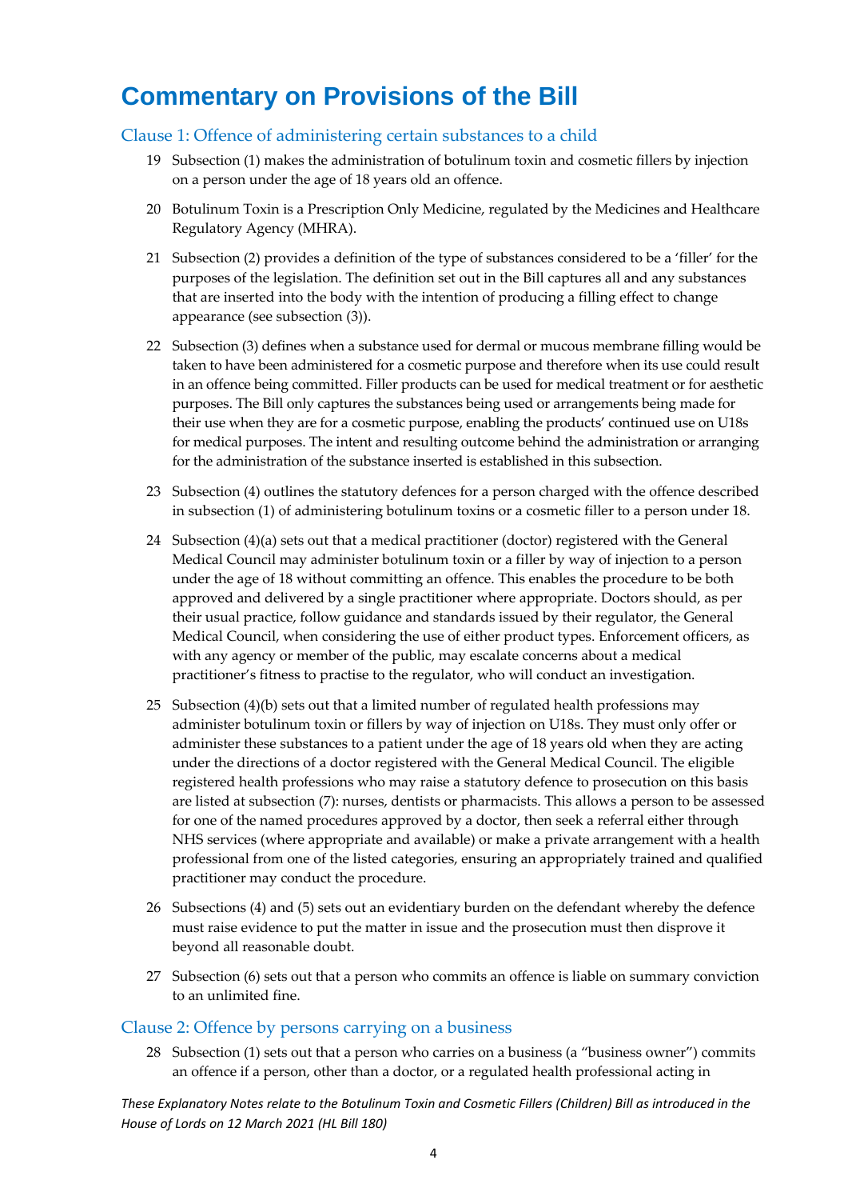# Commentary on Provisions of the Bill

## Clause 1: Offence of administering certain substances to a child

19 Subsection (1) makes the administration of botulinum toxin and cosmetic fillers by injection on a person under the age of 18 years old an offence.

20 Botulinum Toxin is a Prescription Only Medicine, regulated by the Medicines and Healthcare Regulatory Agency (MHRA).

21 Subsection (2) provides a definition of the type of substances considered to be a 'filler' for the purposes of the legislation. The definition set out in the Bill captures all and any substances that are inserted into the body with the intention of producing a filling effect to change appearance (see subsection (3)).

22 Subsection (3) defines when a substance used for dermal or mucous membrane filling would be taken to have been administered for a cosmetic purpose and therefore when its use could result in an offence being committed. Filler products can be used for medical treatment or for aesthetic purposes. The Bill only captures the substances being used or arrangements being made for their use when they are for a cosmetic purpose, enabling the products' continued use on U18s for medical purposes. The intent and resulting outcome behind the administration or arranging for the administration of the substance inserted is established in this subsection.

23 Subsection (4) outlines the statutory defences for a person charged with the offence described in subsection (1) of administering botulinum toxins or a cosmetic filler to a person under 18.

24 Subsection (4)(a) sets out that a medical practitioner (doctor) registered with the General Medical Council may administer botulinum toxin or a filler by way of injection to a person under the age of 18 without committing an offence. This enables the procedure to be both approved and delivered by a single practitioner where appropriate. Doctors should, as per their usual practice, follow guidance and standards issued by their regulator, the General Medical Council, when considering the use of either product types. Enforcement officers, as with any agency or member of the public, may escalate concerns about a medical practitioner's fitness to practise to the regulator, who will conduct an investigation.

25 Subsection (4)(b) sets out that a limited number of regulated health professions may administer botulinum toxin or fillers by way of injection on U18s. They must only offer or administer these substances to a patient under the age of 18 years old when they are acting under the directions of a doctor registered with the General Medical Council. The eligible registered health professions who may raise a statutory defence to prosecution on this basis are listed at subsection (7): nurses, dentists or pharmacists. This allows a person to be assessed for one of the named procedures approved by a doctor, then seek a referral either through NHS services (where appropriate and available) or make a private arrangement with a health professional from one of the listed categories, ensuring an appropriately trained and qualified practitioner may conduct the procedure.

26 Subsections (4) and (5) sets out an evidentiary burden on the defendant whereby the defence must raise evidence to put the matter in issue and the prosecution must then disprove it beyond all reasonable doubt.

27 Subsection (6) sets out that a person who commits an offence is liable on summary conviction to an unlimited fine.

## Clause 2: Offence by persons carrying on a business

28 Subsection (1) sets out that a person who carries on a business (a "business owner") commits an offence if a person, other than a doctor, or a regulated health professional acting in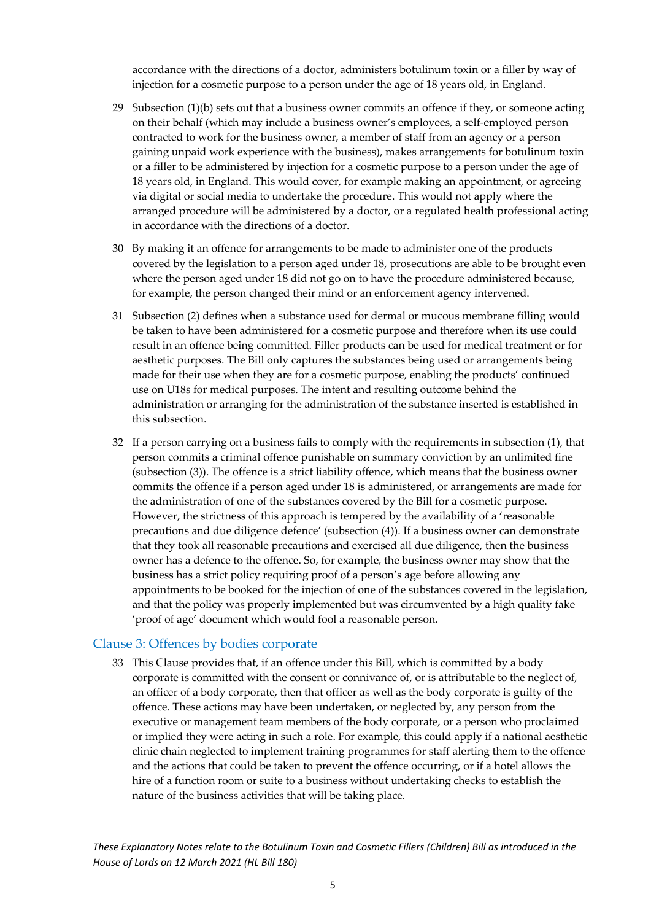accordance with the directions of a doctor, administers botulinum toxin or a filler by way of injection for a cosmetic purpose to a person under the age of 18 years old, in England.

29 Subsection (1)(b) sets out that a business owner commits an offence if they, or someone acting on their behalf (which may include a business owner's employees, a self-employed person contracted to work for the business owner, a member of staff from an agency or a person gaining unpaid work experience with the business), makes arrangements for botulinum toxin or a filler to be administered by injection for a cosmetic purpose to a person under the age of 18 years old, in England. This would cover, for example making an appointment, or agreeing via digital or social media to undertake the procedure. This would not apply where the arranged procedure will be administered by a doctor, or a regulated health professional acting in accordance with the directions of a doctor.

30 By making it an offence for arrangements to be made to administer one of the products covered by the legislation to a person aged under 18, prosecutions are able to be brought even where the person aged under 18 did not go on to have the procedure administered because, for example, the person changed their mind or an enforcement agency intervened.

31 Subsection (2) defines when a substance used for dermal or mucous membrane filling would be taken to have been administered for a cosmetic purpose and therefore when its use could result in an offence being committed. Filler products can be used for medical treatment or for aesthetic purposes. The Bill only captures the substances being used or arrangements being made for their use when they are for a cosmetic purpose, enabling the products' continued use on U18s for medical purposes. The intent and resulting outcome behind the administration or arranging for the administration of the substance inserted is established in this subsection.

32 If a person carrying on a business fails to comply with the requirements in subsection (1), that person commits a criminal offence punishable on summary conviction by an unlimited fine (subsection (3)). The offence is a strict liability offence, which means that the business owner commits the offence if a person aged under 18 is administered, or arrangements are made for the administration of one of the substances covered by the Bill for a cosmetic purpose. However, the strictness of this approach is tempered by the availability of a 'reasonable precautions and due diligence defence' (subsection (4)). If a business owner can demonstrate that they took all reasonable precautions and exercised all due diligence, then the business owner has a defence to the offence. So, for example, the business owner may show that the business has a strict policy requiring proof of a person's age before allowing any appointments to be booked for the injection of one of the substances covered in the legislation, and that the policy was properly implemented but was circumvented by a high quality fake 'proof of age' document which would fool a reasonable person.

## Clause 3: Offences by bodies corporate

33 This Clause provides that, if an offence under this Bill, which is committed by a body corporate is committed with the consent or connivance of, or is attributable to the neglect of, an officer of a body corporate, then that officer as well as the body corporate is guilty of the offence. These actions may have been undertaken, or neglected by, any person from the executive or management team members of the body corporate, or a person who proclaimed or implied they were acting in such a role. For example, this could apply if a national aesthetic clinic chain neglected to implement training programmes for staff alerting them to the offence and the actions that could be taken to prevent the offence occurring, or if a hotel allows the hire of a function room or suite to a business without undertaking checks to establish the nature of the business activities that will be taking place.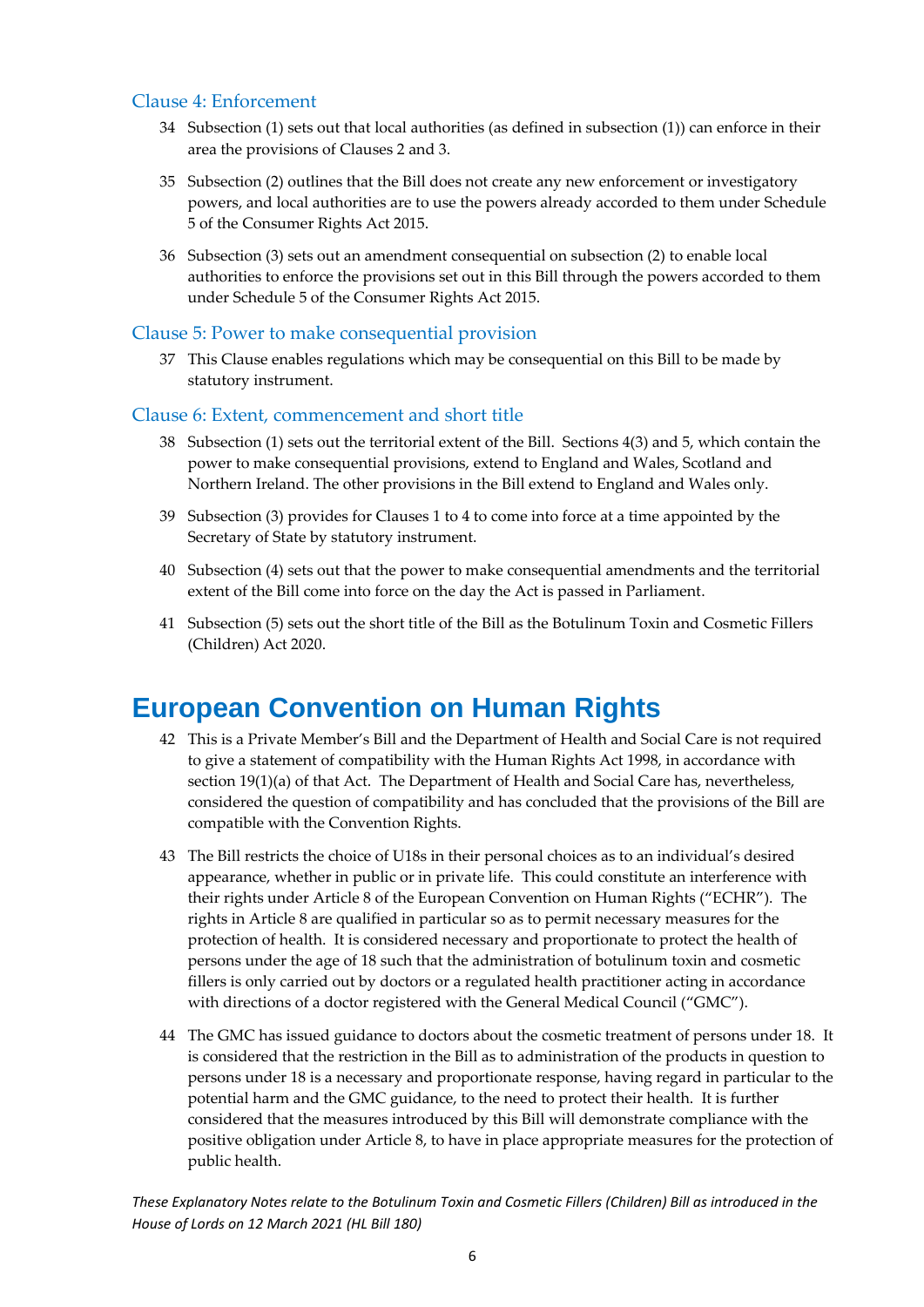### Clause 4: Enforcement

34 Subsection (1) sets out that local authorities (as defined in subsection (1)) can enforce in their area the provisions of Clauses 2 and 3.

35 Subsection (2) outlines that the Bill does not create any new enforcement or investigatory powers, and local authorities are to use the powers already accorded to them under Schedule 5 of the Consumer Rights Act 2015.

36 Subsection (3) sets out an amendment consequential on subsection (2) to enable local authorities to enforce the provisions set out in this Bill through the powers accorded to them under Schedule 5 of the Consumer Rights Act 2015.

### Clause 5: Power to make consequential provision

37 This Clause enables regulations which may be consequential on this Bill to be made by statutory instrument.

### Clause 6: Extent, commencement and short title

38 Subsection (1) sets out the territorial extent of the Bill. Sections 4(3) and 5, which contain the power to make consequential provisions, extend to England and Wales, Scotland and Northern Ireland. The other provisions in the Bill extend to England and Wales only.

39 Subsection (3) provides for Clauses 1 to 4 to come into force at a time appointed by the Secretary of State by statutory instrument.

40 Subsection (4) sets out that the power to make consequential amendments and the territorial extent of the Bill come into force on the day the Act is passed in Parliament.

41 Subsection (5) sets out the short title of the Bill as the Botulinum Toxin and Cosmetic Fillers (Children) Act 2020.

# European Convention on Human Rights

42 This is a Private Member's Bill and the Department of Health and Social Care is not required to give a statement of compatibility with the Human Rights Act 1998, in accordance with section 19(1)(a) of that Act. The Department of Health and Social Care has, nevertheless, considered the question of compatibility and has concluded that the provisions of the Bill are compatible with the Convention Rights.

43 The Bill restricts the choice of U18s in their personal choices as to an individual's desired appearance, whether in public or in private life. This could constitute an interference with their rights under Article 8 of the European Convention on Human Rights ("ECHR"). The rights in Article 8 are qualified in particular so as to permit necessary measures for the protection of health. It is considered necessary and proportionate to protect the health of persons under the age of 18 such that the administration of botulinum toxin and cosmetic fillers is only carried out by doctors or a regulated health practitioner acting in accordance with directions of a doctor registered with the General Medical Council ("GMC").

44 The GMC has issued guidance to doctors about the cosmetic treatment of persons under 18. It is considered that the restriction in the Bill as to administration of the products in question to persons under 18 is a necessary and proportionate response, having regard in particular to the potential harm and the GMC guidance, to the need to protect their health. It is further considered that the measures introduced by this Bill will demonstrate compliance with the positive obligation under Article 8, to have in place appropriate measures for the protection of public health.

*These Explanatory Notes relate to the Botulinum Toxin and Cosmetic Fillers (Children) Bill as introduced in the House of Lords on 12 March 2021 (HL Bill 180)*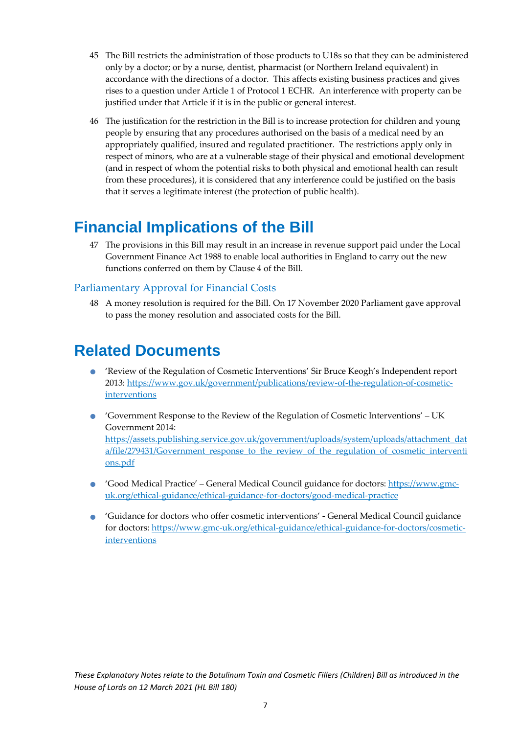45 The Bill restricts the administration of those products to U18s so that they can be administered only by a doctor; or by a nurse, dentist, pharmacist (or Northern Ireland equivalent) in accordance with the directions of a doctor. This affects existing business practices and gives rises to a question under Article 1 of Protocol 1 ECHR. An interference with property can be justified under that Article if it is in the public or general interest.

46 The justification for the restriction in the Bill is to increase protection for children and young people by ensuring that any procedures authorised on the basis of a medical need by an appropriately qualified, insured and regulated practitioner. The restrictions apply only in respect of minors, who are at a vulnerable stage of their physical and emotional development (and in respect of whom the potential risks to both physical and emotional health can result from these procedures), it is considered that any interference could be justified on the basis that it serves a legitimate interest (the protection of public health).

# Financial Implications of the Bill

47 The provisions in this Bill may result in an increase in revenue support paid under the Local Government Finance Act 1988 to enable local authorities in England to carry out the new functions conferred on them by Clause 4 of the Bill.

## Parliamentary Approval for Financial Costs

48 A money resolution is required for the Bill. On 17 November 2020 Parliament gave approval to pass the money resolution and associated costs for the Bill.

# Related Documents

- 'Review of the Regulation of Cosmetic Interventions' Sir Bruce Keogh's Independent report 2013: https://www.gov.uk/government/publications/review-of-the-regulation-of-cosmetic-interventions

- 'Government Response to the Review of the Regulation of Cosmetic Interventions' – UK Government 2014: https://assets.publishing.service.gov.uk/government/uploads/system/uploads/attachment_data/file/279431/Government_response_to_the_review_of_the_regulation_of_cosmetic_interventions.pdf

- 'Good Medical Practice' – General Medical Council guidance for doctors: https://www.gmc-uk.org/ethical-guidance/ethical-guidance-for-doctors/good-medical-practice

- 'Guidance for doctors who offer cosmetic interventions' - General Medical Council guidance for doctors: https://www.gmc-uk.org/ethical-guidance/ethical-guidance-for-doctors/cosmetic-interventions

*These Explanatory Notes relate to the Botulinum Toxin and Cosmetic Fillers (Children) Bill as introduced in the House of Lords on 12 March 2021 (HL Bill 180)*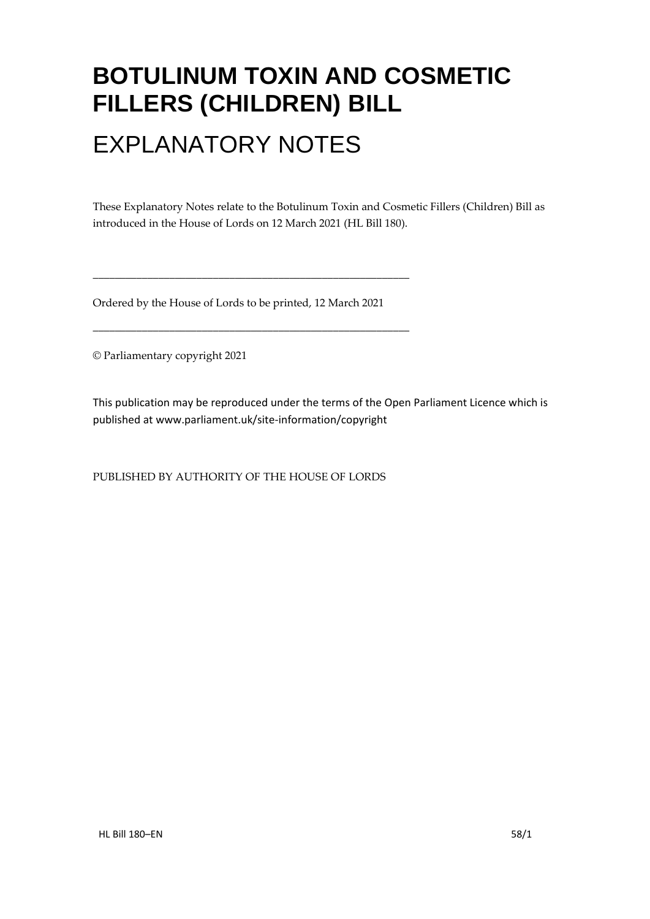# BOTULINUM TOXIN AND COSMETIC FILLERS (CHILDREN) BILL

# EXPLANATORY NOTES

These Explanatory Notes relate to the Botulinum Toxin and Cosmetic Fillers (Children) Bill as introduced in the House of Lords on 12 March 2021 (HL Bill 180).

---

Ordered by the House of Lords to be printed, 12 March 2021

---

© Parliamentary copyright 2021

This publication may be reproduced under the terms of the Open Parliament Licence which is published at www.parliament.uk/site-information/copyright

PUBLISHED BY AUTHORITY OF THE HOUSE OF LORDS

HL Bill 180–EN 58/1